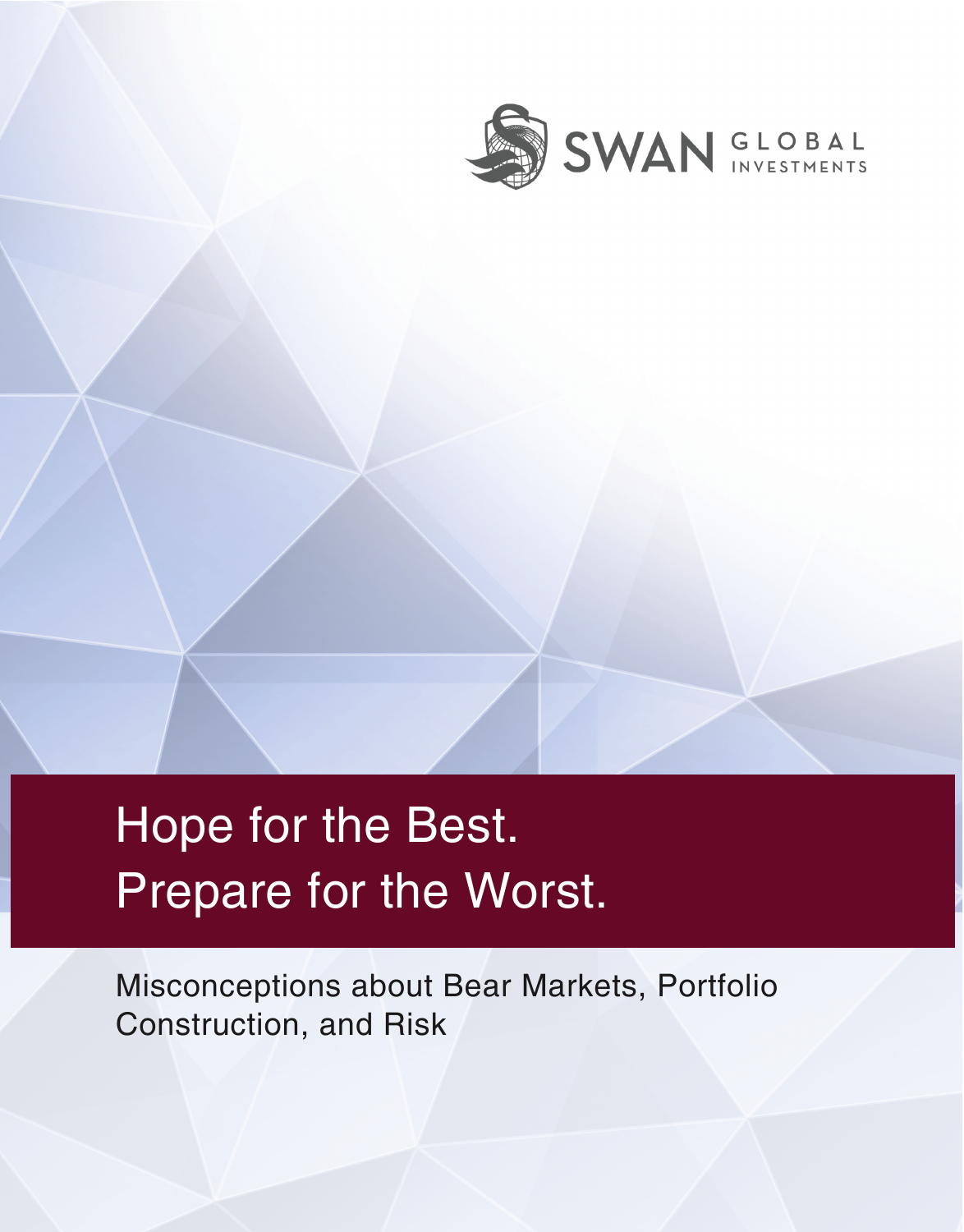SWAN GLOBAL INVESTMENTS

# Hope for the Best.
# Prepare for the Worst.

Misconceptions about Bear Markets, Portfolio Construction, and Risk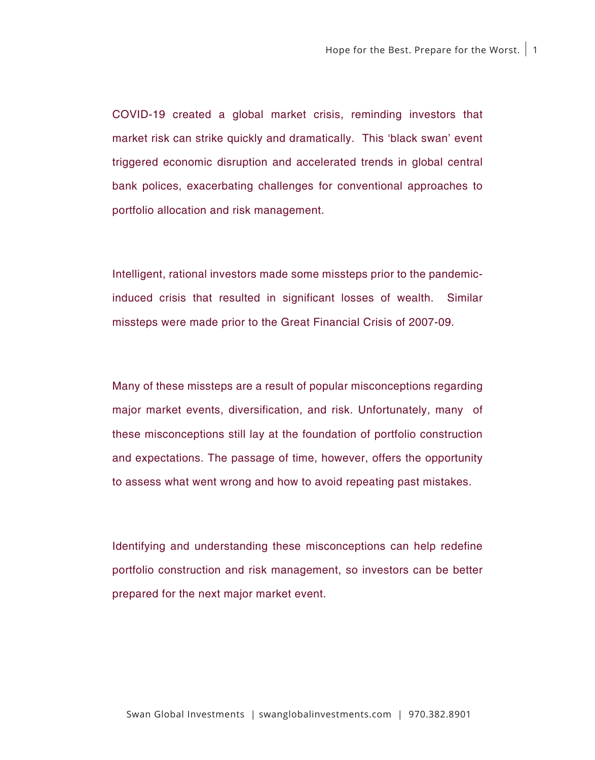COVID-19 created a global market crisis, reminding investors that market risk can strike quickly and dramatically. This 'black swan' event triggered economic disruption and accelerated trends in global central bank polices, exacerbating challenges for conventional approaches to portfolio allocation and risk management.

Intelligent, rational investors made some missteps prior to the pandemic-induced crisis that resulted in significant losses of wealth. Similar missteps were made prior to the Great Financial Crisis of 2007-09.

Many of these missteps are a result of popular misconceptions regarding major market events, diversification, and risk. Unfortunately, many of these misconceptions still lay at the foundation of portfolio construction and expectations. The passage of time, however, offers the opportunity to assess what went wrong and how to avoid repeating past mistakes.

Identifying and understanding these misconceptions can help redefine portfolio construction and risk management, so investors can be better prepared for the next major market event.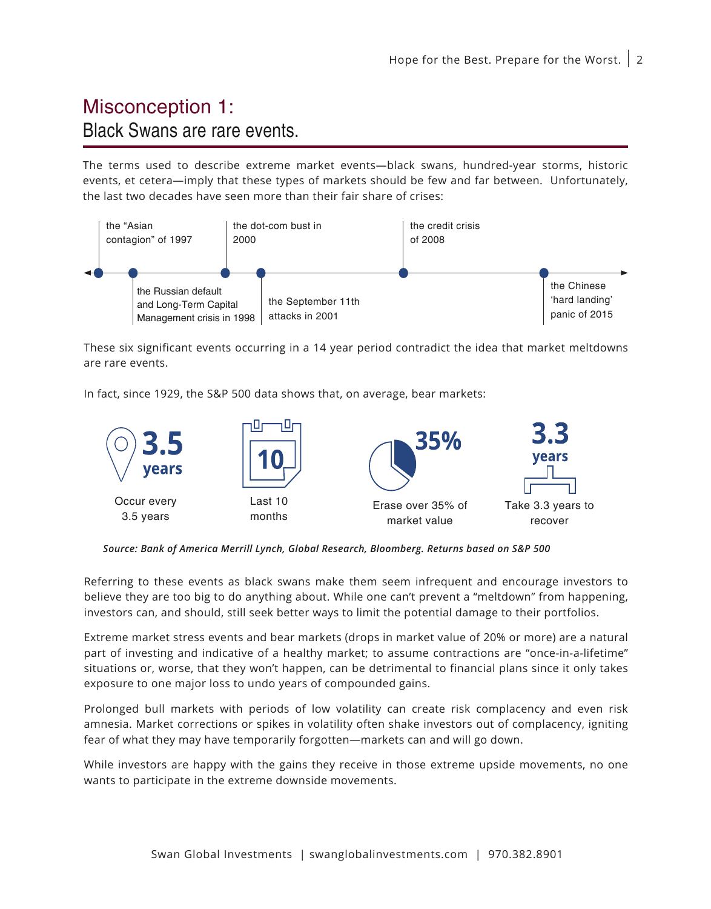## Misconception 1:
### Black Swans are rare events.

The terms used to describe extreme market events—black swans, hundred-year storms, historic events, et cetera—imply that these types of markets should be few and far between. Unfortunately, the last two decades have seen more than their fair share of crises:

- the "Asian contagion" of 1997
- the Russian default and Long-Term Capital Management crisis in 1998
- the dot-com bust in 2000
- the September 11th attacks in 2001
- the credit crisis of 2008
- the Chinese 'hard landing' panic of 2015

These six significant events occurring in a 14 year period contradict the idea that market meltdowns are rare events.

In fact, since 1929, the S&P 500 data shows that, on average, bear markets:

- **3.5 years** — Occur every 3.5 years
- **10** — Last 10 months
- **35%** — Erase over 35% of market value
- **3.3 years** — Take 3.3 years to recover

***Source: Bank of America Merrill Lynch, Global Research, Bloomberg. Returns based on S&P 500***

Referring to these events as black swans make them seem infrequent and encourage investors to believe they are too big to do anything about. While one can't prevent a "meltdown" from happening, investors can, and should, still seek better ways to limit the potential damage to their portfolios.

Extreme market stress events and bear markets (drops in market value of 20% or more) are a natural part of investing and indicative of a healthy market; to assume contractions are "once-in-a-lifetime" situations or, worse, that they won't happen, can be detrimental to financial plans since it only takes exposure to one major loss to undo years of compounded gains.

Prolonged bull markets with periods of low volatility can create risk complacency and even risk amnesia. Market corrections or spikes in volatility often shake investors out of complacency, igniting fear of what they may have temporarily forgotten—markets can and will go down.

While investors are happy with the gains they receive in those extreme upside movements, no one wants to participate in the extreme downside movements.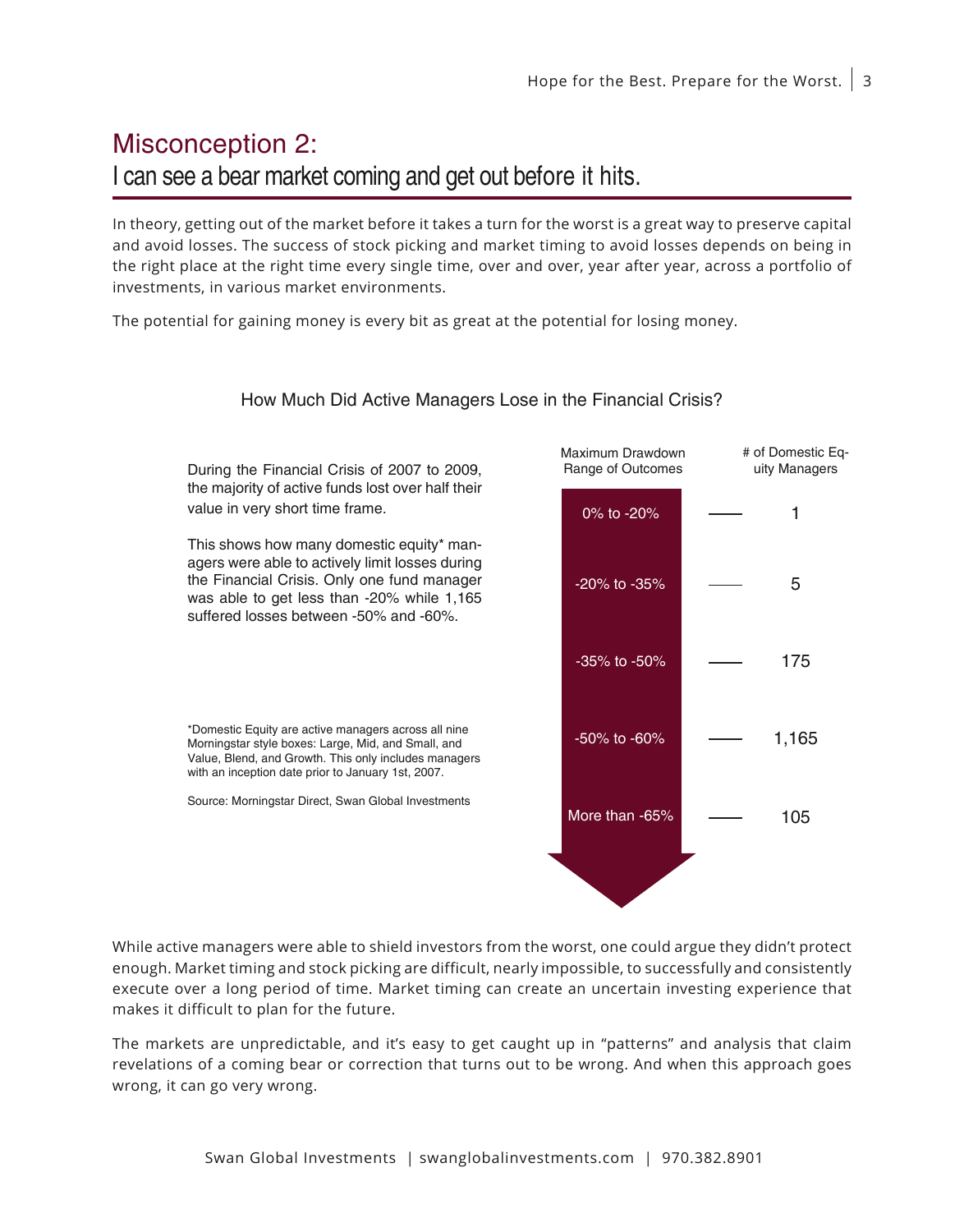## Misconception 2:

### I can see a bear market coming and get out before it hits.

In theory, getting out of the market before it takes a turn for the worst is a great way to preserve capital and avoid losses. The success of stock picking and market timing to avoid losses depends on being in the right place at the right time every single time, over and over, year after year, across a portfolio of investments, in various market environments.

The potential for gaining money is every bit as great at the potential for losing money.

**How Much Did Active Managers Lose in the Financial Crisis?**

During the Financial Crisis of 2007 to 2009, the majority of active funds lost over half their value in very short time frame.

This shows how many domestic equity* managers were able to actively limit losses during the Financial Crisis. Only one fund manager was able to get less than -20% while 1,165 suffered losses between -50% and -60%.

| Maximum Drawdown Range of Outcomes | # of Domestic Equity Managers |
|---|---|
| 0% to -20% | 1 |
| -20% to -35% | 5 |
| -35% to -50% | 175 |
| -50% to -60% | 1,165 |
| More than -65% | 105 |

*Domestic Equity are active managers across all nine Morningstar style boxes: Large, Mid, and Small, and Value, Blend, and Growth. This only includes managers with an inception date prior to January 1st, 2007.

Source: Morningstar Direct, Swan Global Investments

While active managers were able to shield investors from the worst, one could argue they didn't protect enough. Market timing and stock picking are difficult, nearly impossible, to successfully and consistently execute over a long period of time. Market timing can create an uncertain investing experience that makes it difficult to plan for the future.

The markets are unpredictable, and it's easy to get caught up in "patterns" and analysis that claim revelations of a coming bear or correction that turns out to be wrong. And when this approach goes wrong, it can go very wrong.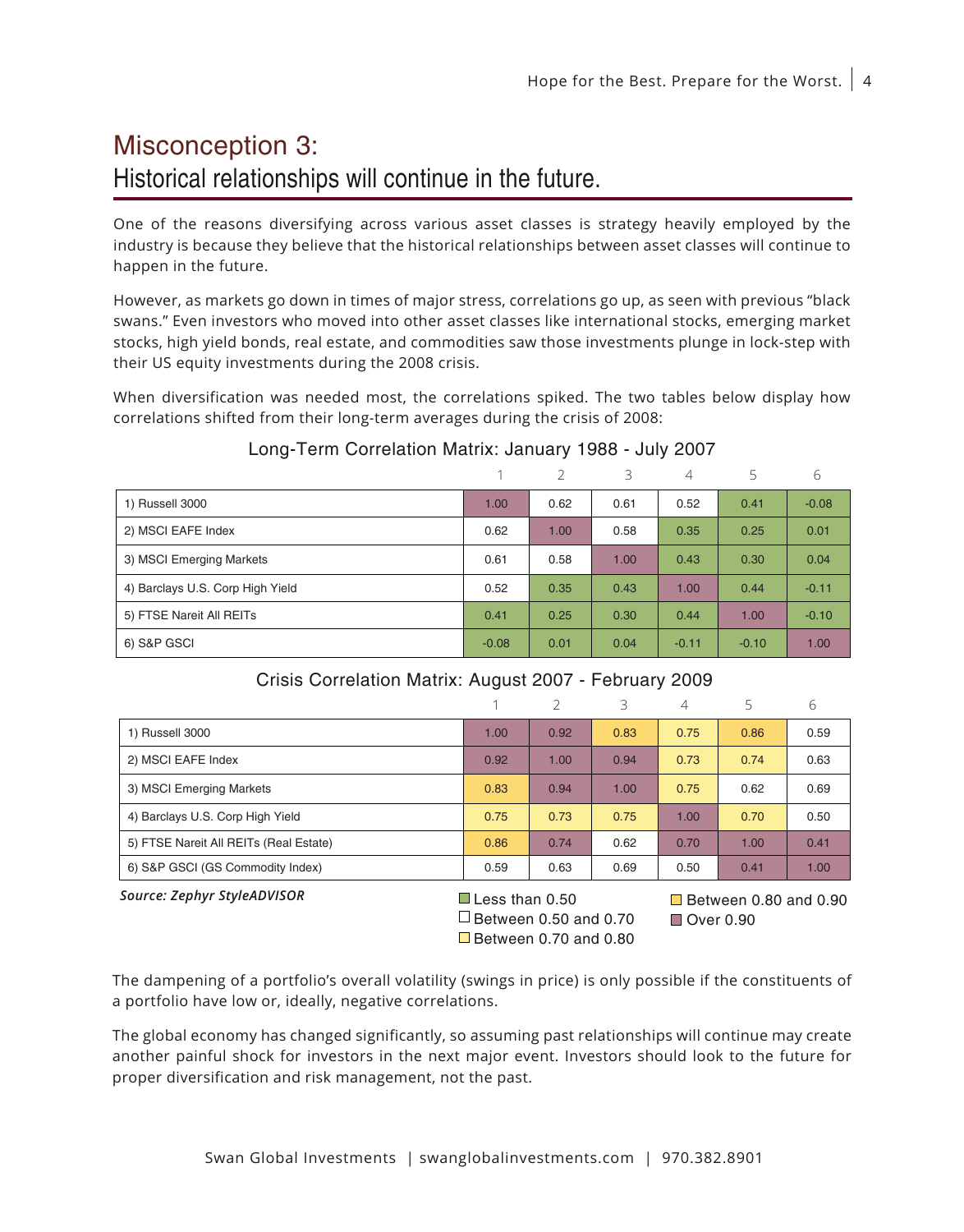# Misconception 3:

## Historical relationships will continue in the future.

One of the reasons diversifying across various asset classes is strategy heavily employed by the industry is because they believe that the historical relationships between asset classes will continue to happen in the future.

However, as markets go down in times of major stress, correlations go up, as seen with previous "black swans." Even investors who moved into other asset classes like international stocks, emerging market stocks, high yield bonds, real estate, and commodities saw those investments plunge in lock-step with their US equity investments during the 2008 crisis.

When diversification was needed most, the correlations spiked. The two tables below display how correlations shifted from their long-term averages during the crisis of 2008:

**Long-Term Correlation Matrix: January 1988 - July 2007**

| | 1 | 2 | 3 | 4 | 5 | 6 |
|---|---|---|---|---|---|---|
| 1) Russell 3000 | 1.00 | 0.62 | 0.61 | 0.52 | 0.41 | -0.08 |
| 2) MSCI EAFE Index | 0.62 | 1.00 | 0.58 | 0.35 | 0.25 | 0.01 |
| 3) MSCI Emerging Markets | 0.61 | 0.58 | 1.00 | 0.43 | 0.30 | 0.04 |
| 4) Barclays U.S. Corp High Yield | 0.52 | 0.35 | 0.43 | 1.00 | 0.44 | -0.11 |
| 5) FTSE Nareit All REITs | 0.41 | 0.25 | 0.30 | 0.44 | 1.00 | -0.10 |
| 6) S&P GSCI | -0.08 | 0.01 | 0.04 | -0.11 | -0.10 | 1.00 |

**Crisis Correlation Matrix: August 2007 - February 2009**

| | 1 | 2 | 3 | 4 | 5 | 6 |
|---|---|---|---|---|---|---|
| 1) Russell 3000 | 1.00 | 0.92 | 0.83 | 0.75 | 0.86 | 0.59 |
| 2) MSCI EAFE Index | 0.92 | 1.00 | 0.94 | 0.73 | 0.74 | 0.63 |
| 3) MSCI Emerging Markets | 0.83 | 0.94 | 1.00 | 0.75 | 0.62 | 0.69 |
| 4) Barclays U.S. Corp High Yield | 0.75 | 0.73 | 0.75 | 1.00 | 0.70 | 0.50 |
| 5) FTSE Nareit All REITs (Real Estate) | 0.86 | 0.74 | 0.62 | 0.70 | 1.00 | 0.41 |
| 6) S&P GSCI (GS Commodity Index) | 0.59 | 0.63 | 0.69 | 0.50 | 0.41 | 1.00 |

*Source: Zephyr StyleADVISOR*

Less than 0.50 | Between 0.50 and 0.70 | Between 0.70 and 0.80 | Between 0.80 and 0.90 | Over 0.90

The dampening of a portfolio's overall volatility (swings in price) is only possible if the constituents of a portfolio have low or, ideally, negative correlations.

The global economy has changed significantly, so assuming past relationships will continue may create another painful shock for investors in the next major event. Investors should look to the future for proper diversification and risk management, not the past.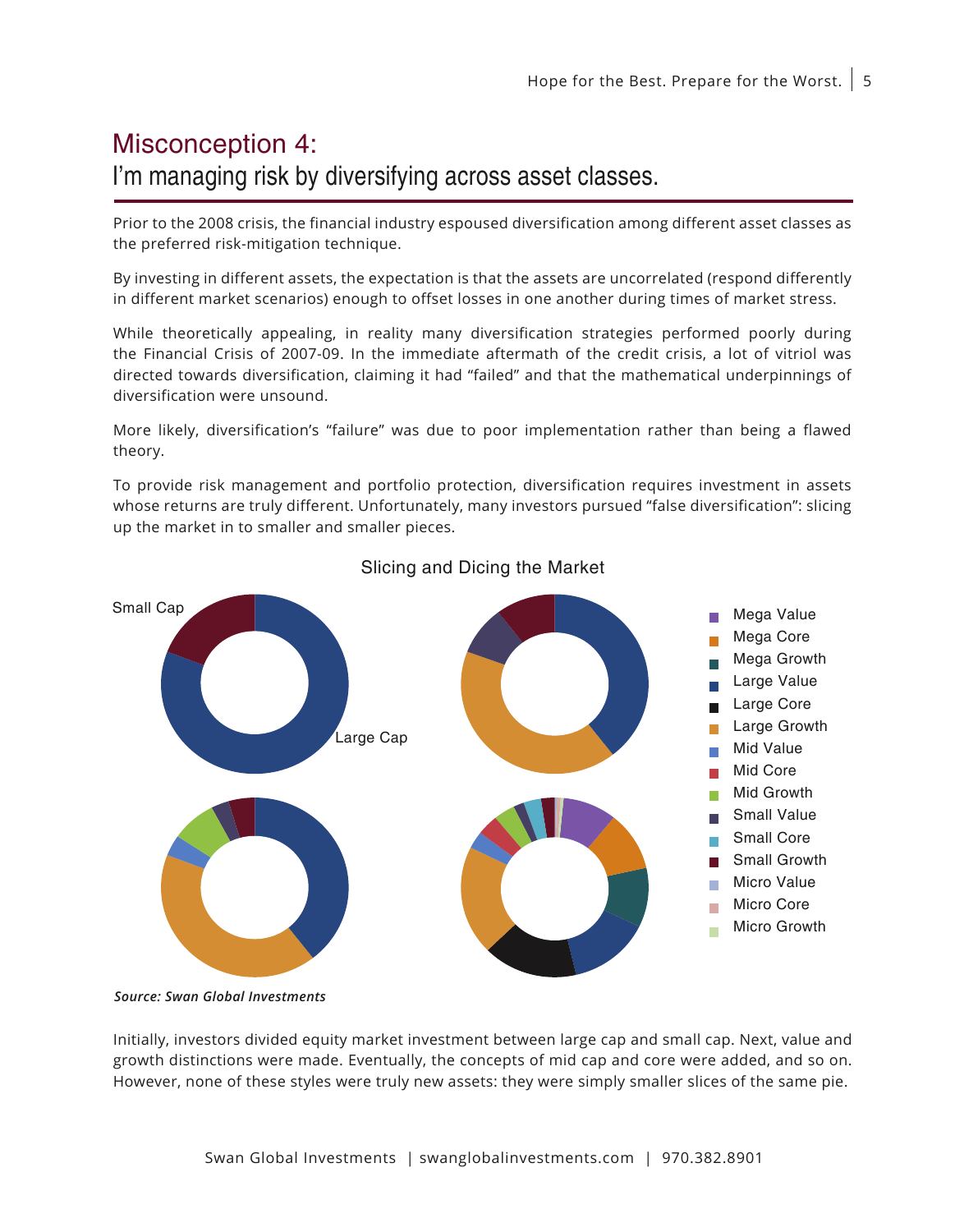# Misconception 4:
## I'm managing risk by diversifying across asset classes.

Prior to the 2008 crisis, the financial industry espoused diversification among different asset classes as the preferred risk-mitigation technique.

By investing in different assets, the expectation is that the assets are uncorrelated (respond differently in different market scenarios) enough to offset losses in one another during times of market stress.

While theoretically appealing, in reality many diversification strategies performed poorly during the Financial Crisis of 2007-09. In the immediate aftermath of the credit crisis, a lot of vitriol was directed towards diversification, claiming it had "failed" and that the mathematical underpinnings of diversification were unsound.

More likely, diversification's "failure" was due to poor implementation rather than being a flawed theory.

To provide risk management and portfolio protection, diversification requires investment in assets whose returns are truly different. Unfortunately, many investors pursued "false diversification": slicing up the market in to smaller and smaller pieces.

Slicing and Dicing the Market

Small Cap

Large Cap

- Mega Value
- Mega Core
- Mega Growth
- Large Value
- Large Core
- Large Growth
- Mid Value
- Mid Core
- Mid Growth
- Small Value
- Small Core
- Small Growth
- Micro Value
- Micro Core
- Micro Growth

***Source: Swan Global Investments***

Initially, investors divided equity market investment between large cap and small cap. Next, value and growth distinctions were made. Eventually, the concepts of mid cap and core were added, and so on. However, none of these styles were truly new assets: they were simply smaller slices of the same pie.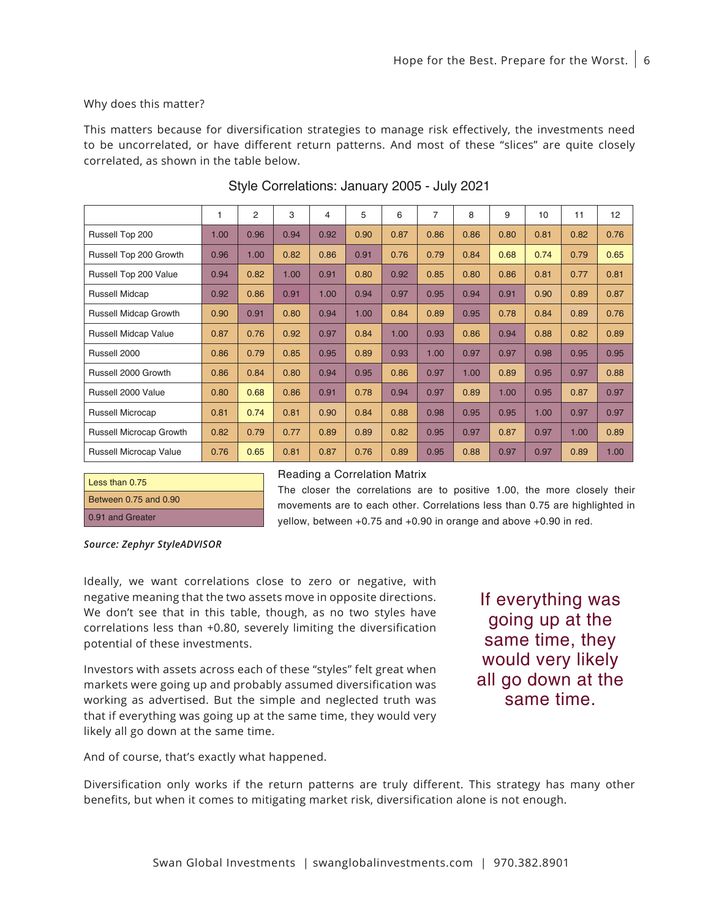Why does this matter?

This matters because for diversification strategies to manage risk effectively, the investments need to be uncorrelated, or have different return patterns. And most of these "slices" are quite closely correlated, as shown in the table below.

### Style Correlations: January 2005 - July 2021

| | 1 | 2 | 3 | 4 | 5 | 6 | 7 | 8 | 9 | 10 | 11 | 12 |
|---|---|---|---|---|---|---|---|---|---|---|---|---|
| Russell Top 200 | 1.00 | 0.96 | 0.94 | 0.92 | 0.90 | 0.87 | 0.86 | 0.86 | 0.80 | 0.81 | 0.82 | 0.76 |
| Russell Top 200 Growth | 0.96 | 1.00 | 0.82 | 0.86 | 0.91 | 0.76 | 0.79 | 0.84 | 0.68 | 0.74 | 0.79 | 0.65 |
| Russell Top 200 Value | 0.94 | 0.82 | 1.00 | 0.91 | 0.80 | 0.92 | 0.85 | 0.80 | 0.86 | 0.81 | 0.77 | 0.81 |
| Russell Midcap | 0.92 | 0.86 | 0.91 | 1.00 | 0.94 | 0.97 | 0.95 | 0.94 | 0.91 | 0.90 | 0.89 | 0.87 |
| Russell Midcap Growth | 0.90 | 0.91 | 0.80 | 0.94 | 1.00 | 0.84 | 0.89 | 0.95 | 0.78 | 0.84 | 0.89 | 0.76 |
| Russell Midcap Value | 0.87 | 0.76 | 0.92 | 0.97 | 0.84 | 1.00 | 0.93 | 0.86 | 0.94 | 0.88 | 0.82 | 0.89 |
| Russell 2000 | 0.86 | 0.79 | 0.85 | 0.95 | 0.89 | 0.93 | 1.00 | 0.97 | 0.97 | 0.98 | 0.95 | 0.95 |
| Russell 2000 Growth | 0.86 | 0.84 | 0.80 | 0.94 | 0.95 | 0.86 | 0.97 | 1.00 | 0.89 | 0.95 | 0.97 | 0.88 |
| Russell 2000 Value | 0.80 | 0.68 | 0.86 | 0.91 | 0.78 | 0.94 | 0.97 | 0.89 | 1.00 | 0.95 | 0.87 | 0.97 |
| Russell Microcap | 0.81 | 0.74 | 0.81 | 0.90 | 0.84 | 0.88 | 0.98 | 0.95 | 0.95 | 1.00 | 0.97 | 0.97 |
| Russell Microcap Growth | 0.82 | 0.79 | 0.77 | 0.89 | 0.89 | 0.82 | 0.95 | 0.97 | 0.87 | 0.97 | 1.00 | 0.89 |
| Russell Microcap Value | 0.76 | 0.65 | 0.81 | 0.87 | 0.76 | 0.89 | 0.95 | 0.88 | 0.97 | 0.97 | 0.89 | 1.00 |

| Legend |
|---|
| Less than 0.75 |
| Between 0.75 and 0.90 |
| 0.91 and Greater |

**Reading a Correlation Matrix**

The closer the correlations are to positive 1.00, the more closely their movements are to each other. Correlations less than 0.75 are highlighted in yellow, between +0.75 and +0.90 in orange and above +0.90 in red.

***Source: Zephyr StyleADVISOR***

Ideally, we want correlations close to zero or negative, with negative meaning that the two assets move in opposite directions. We don't see that in this table, though, as no two styles have correlations less than +0.80, severely limiting the diversification potential of these investments.

Investors with assets across each of these "styles" felt great when markets were going up and probably assumed diversification was working as advertised. But the simple and neglected truth was that if everything was going up at the same time, they would very likely all go down at the same time.

> If everything was going up at the same time, they would very likely all go down at the same time.

And of course, that's exactly what happened.

Diversification only works if the return patterns are truly different. This strategy has many other benefits, but when it comes to mitigating market risk, diversification alone is not enough.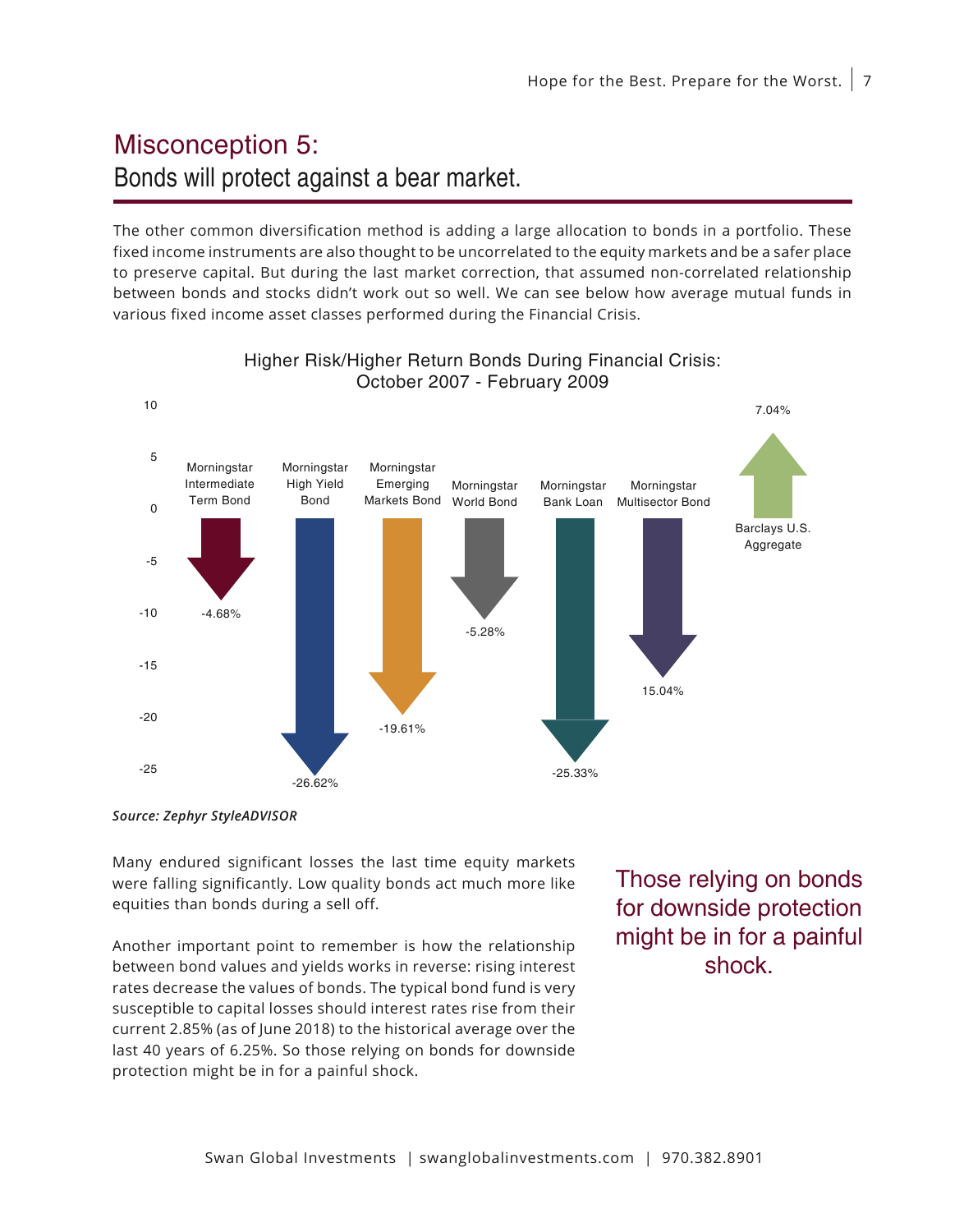# Misconception 5:

## Bonds will protect against a bear market.

The other common diversification method is adding a large allocation to bonds in a portfolio. These fixed income instruments are also thought to be uncorrelated to the equity markets and be a safer place to preserve capital. But during the last market correction, that assumed non-correlated relationship between bonds and stocks didn't work out so well. We can see below how average mutual funds in various fixed income asset classes performed during the Financial Crisis.

**Higher Risk/Higher Return Bonds During Financial Crisis: October 2007 - February 2009**

| Category | Return |
|---|---|
| Morningstar Intermediate Term Bond | -4.68% |
| Morningstar High Yield Bond | -26.62% |
| Morningstar Emerging Markets Bond | -19.61% |
| Morningstar World Bond | -5.28% |
| Morningstar Bank Loan | -25.33% |
| Morningstar Multisector Bond | 15.04% |
| Barclays U.S. Aggregate | 7.04% |

***Source: Zephyr StyleADVISOR***

Many endured significant losses the last time equity markets were falling significantly. Low quality bonds act much more like equities than bonds during a sell off.

Another important point to remember is how the relationship between bond values and yields works in reverse: rising interest rates decrease the values of bonds. The typical bond fund is very susceptible to capital losses should interest rates rise from their current 2.85% (as of June 2018) to the historical average over the last 40 years of 6.25%. So those relying on bonds for downside protection might be in for a painful shock.

> Those relying on bonds for downside protection might be in for a painful shock.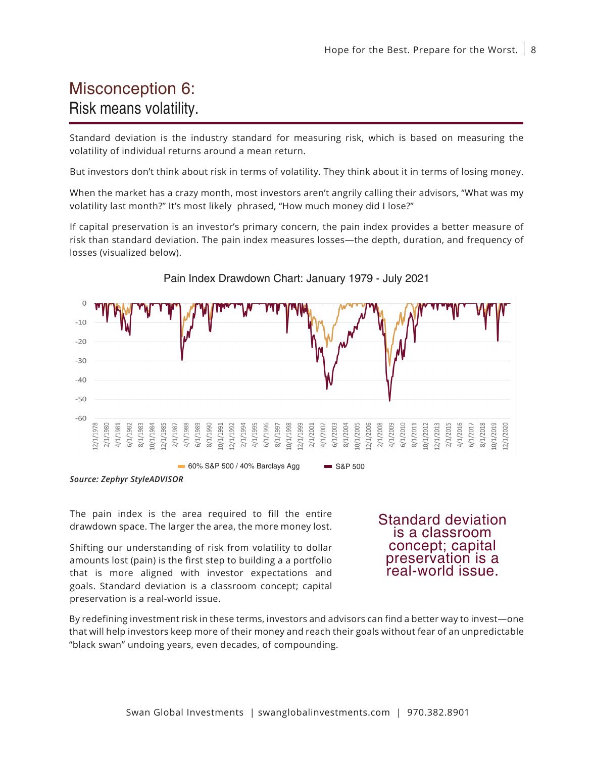# Misconception 6:
## Risk means volatility.

Standard deviation is the industry standard for measuring risk, which is based on measuring the volatility of individual returns around a mean return.

But investors don't think about risk in terms of volatility. They think about it in terms of losing money.

When the market has a crazy month, most investors aren't angrily calling their advisors, "What was my volatility last month?" It's most likely phrased, "How much money did I lose?"

If capital preservation is an investor's primary concern, the pain index provides a better measure of risk than standard deviation. The pain index measures losses—the depth, duration, and frequency of losses (visualized below).

Pain Index Drawdown Chart: January 1979 - July 2021

60% S&P 500 / 40% Barclays Agg | S&P 500

*Source: Zephyr StyleADVISOR*

The pain index is the area required to fill the entire drawdown space. The larger the area, the more money lost.

Shifting our understanding of risk from volatility to dollar amounts lost (pain) is the first step to building a a portfolio that is more aligned with investor expectations and goals. Standard deviation is a classroom concept; capital preservation is a real-world issue.

Standard deviation is a classroom concept; capital preservation is a real-world issue.

By redefining investment risk in these terms, investors and advisors can find a better way to invest—one that will help investors keep more of their money and reach their goals without fear of an unpredictable "black swan" undoing years, even decades, of compounding.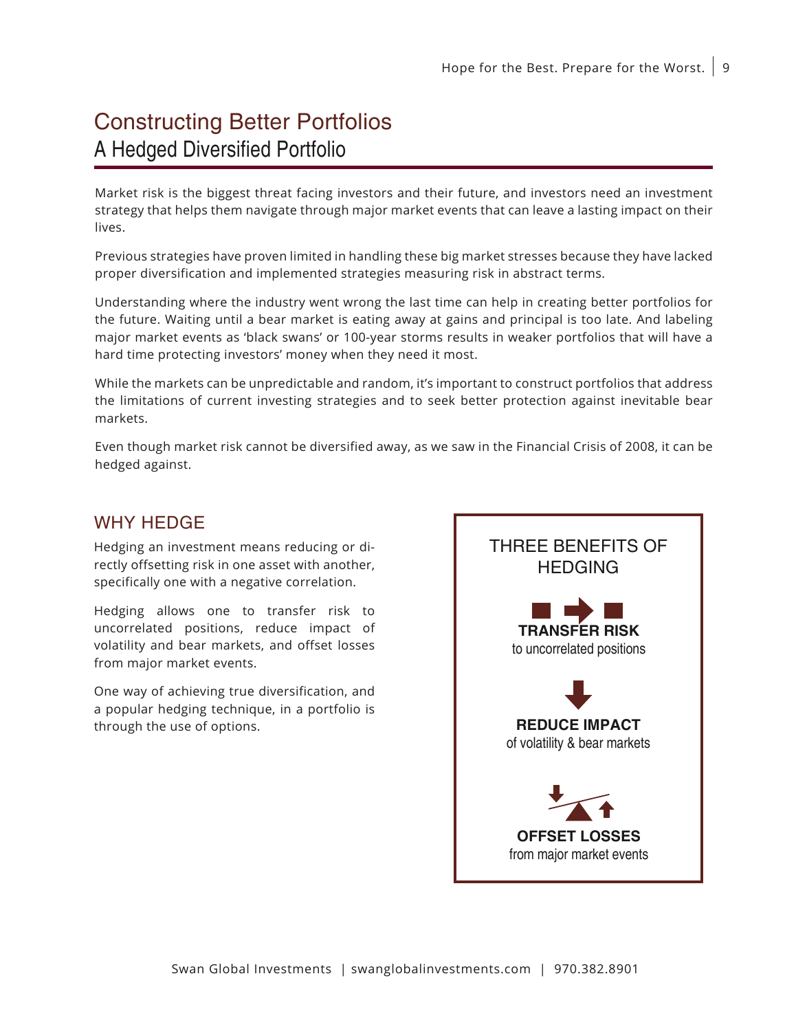# Constructing Better Portfolios

## A Hedged Diversified Portfolio

Market risk is the biggest threat facing investors and their future, and investors need an investment strategy that helps them navigate through major market events that can leave a lasting impact on their lives.

Previous strategies have proven limited in handling these big market stresses because they have lacked proper diversification and implemented strategies measuring risk in abstract terms.

Understanding where the industry went wrong the last time can help in creating better portfolios for the future. Waiting until a bear market is eating away at gains and principal is too late. And labeling major market events as 'black swans' or 100-year storms results in weaker portfolios that will have a hard time protecting investors' money when they need it most.

While the markets can be unpredictable and random, it's important to construct portfolios that address the limitations of current investing strategies and to seek better protection against inevitable bear markets.

Even though market risk cannot be diversified away, as we saw in the Financial Crisis of 2008, it can be hedged against.

### WHY HEDGE

Hedging an investment means reducing or directly offsetting risk in one asset with another, specifically one with a negative correlation.

Hedging allows one to transfer risk to uncorrelated positions, reduce impact of volatility and bear markets, and offset losses from major market events.

One way of achieving true diversification, and a popular hedging technique, in a portfolio is through the use of options.

#### THREE BENEFITS OF HEDGING

**TRANSFER RISK**
to uncorrelated positions

**REDUCE IMPACT**
of volatility & bear markets

**OFFSET LOSSES**
from major market events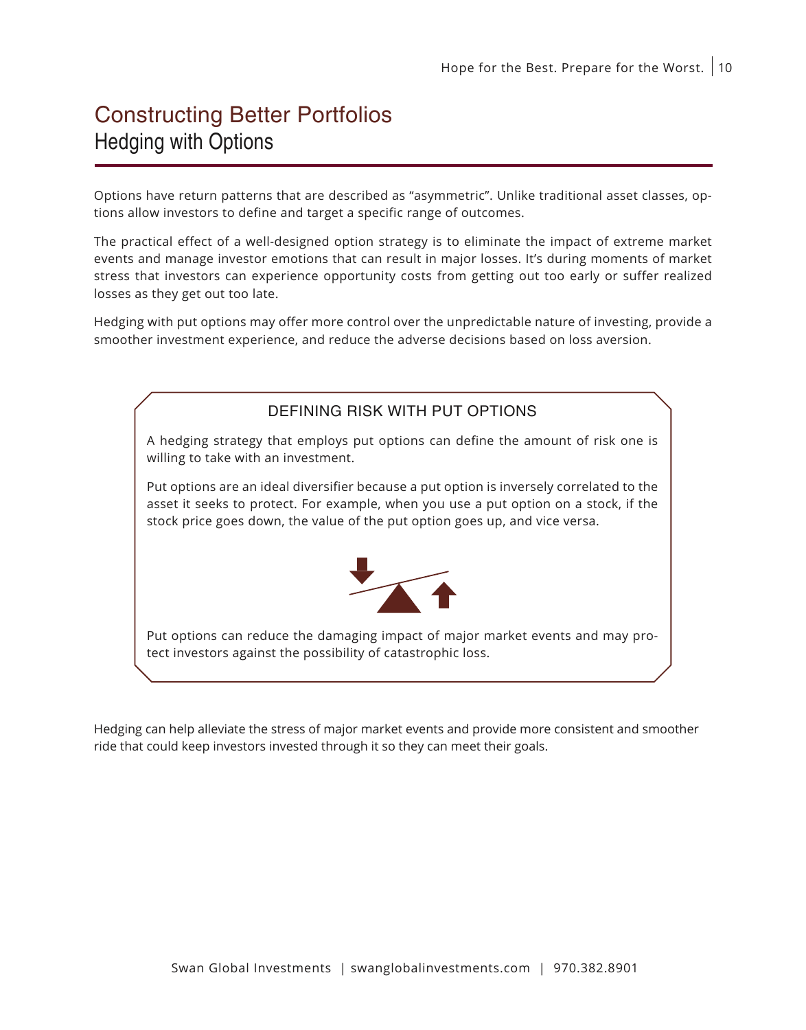# Constructing Better Portfolios

## Hedging with Options

Options have return patterns that are described as "asymmetric". Unlike traditional asset classes, options allow investors to define and target a specific range of outcomes.

The practical effect of a well-designed option strategy is to eliminate the impact of extreme market events and manage investor emotions that can result in major losses. It's during moments of market stress that investors can experience opportunity costs from getting out too early or suffer realized losses as they get out too late.

Hedging with put options may offer more control over the unpredictable nature of investing, provide a smoother investment experience, and reduce the adverse decisions based on loss aversion.

### DEFINING RISK WITH PUT OPTIONS

A hedging strategy that employs put options can define the amount of risk one is willing to take with an investment.

Put options are an ideal diversifier because a put option is inversely correlated to the asset it seeks to protect. For example, when you use a put option on a stock, if the stock price goes down, the value of the put option goes up, and vice versa.

Put options can reduce the damaging impact of major market events and may protect investors against the possibility of catastrophic loss.

Hedging can help alleviate the stress of major market events and provide more consistent and smoother ride that could keep investors invested through it so they can meet their goals.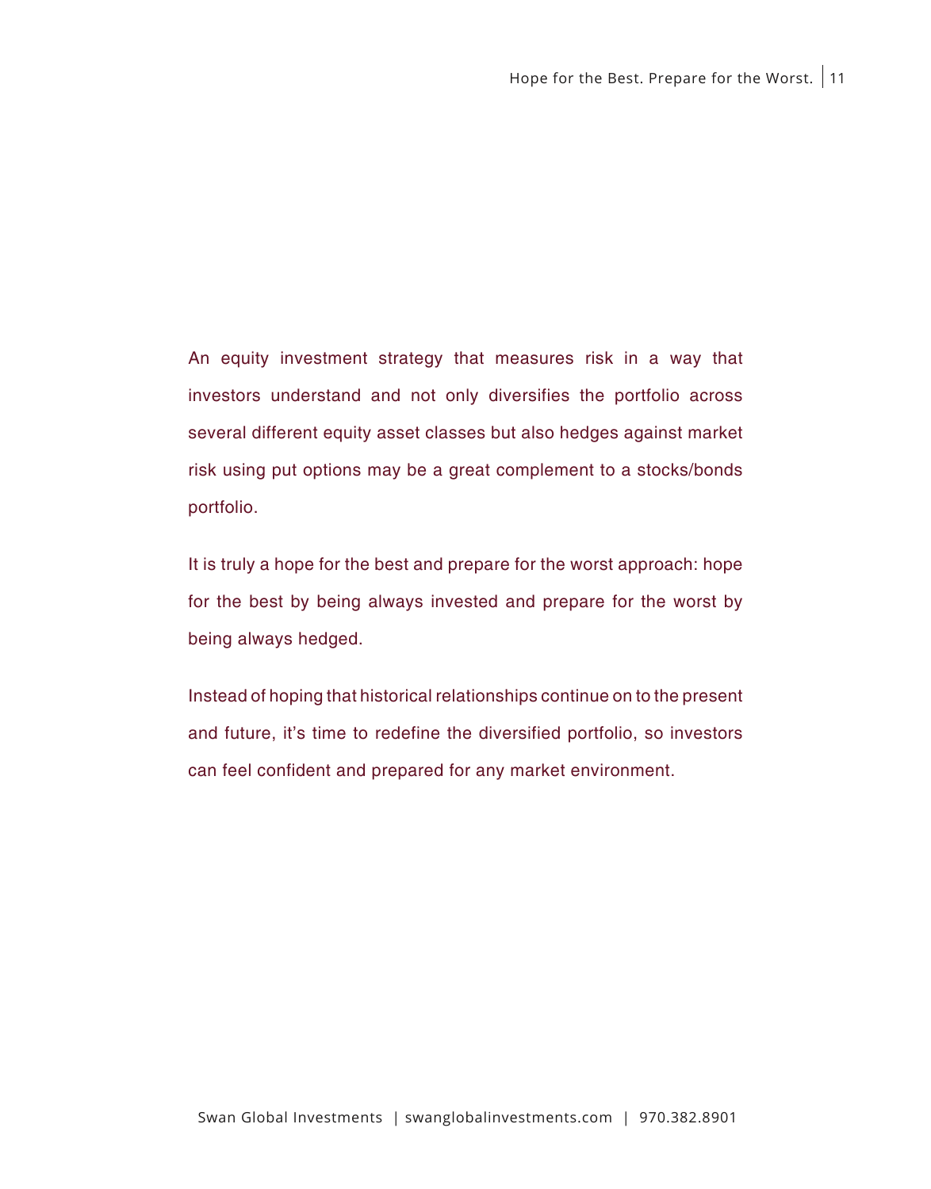An equity investment strategy that measures risk in a way that investors understand and not only diversifies the portfolio across several different equity asset classes but also hedges against market risk using put options may be a great complement to a stocks/bonds portfolio.

It is truly a hope for the best and prepare for the worst approach: hope for the best by being always invested and prepare for the worst by being always hedged.

Instead of hoping that historical relationships continue on to the present and future, it's time to redefine the diversified portfolio, so investors can feel confident and prepared for any market environment.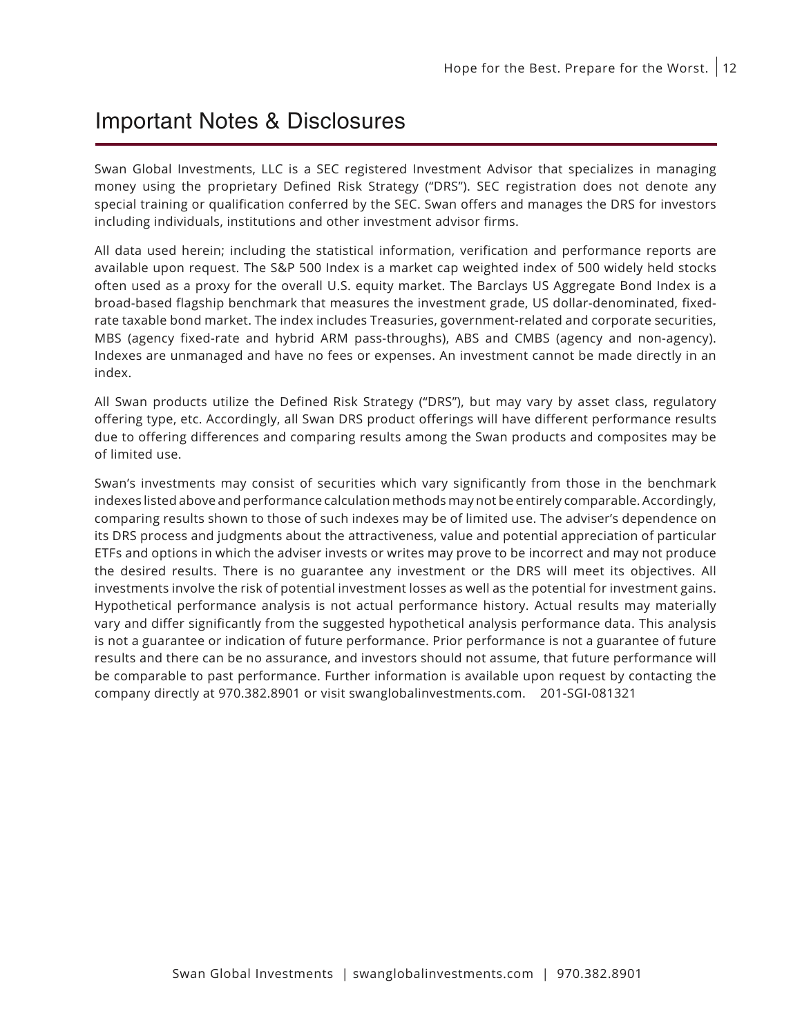# Important Notes & Disclosures

Swan Global Investments, LLC is a SEC registered Investment Advisor that specializes in managing money using the proprietary Defined Risk Strategy ("DRS"). SEC registration does not denote any special training or qualification conferred by the SEC. Swan offers and manages the DRS for investors including individuals, institutions and other investment advisor firms.

All data used herein; including the statistical information, verification and performance reports are available upon request. The S&P 500 Index is a market cap weighted index of 500 widely held stocks often used as a proxy for the overall U.S. equity market. The Barclays US Aggregate Bond Index is a broad-based flagship benchmark that measures the investment grade, US dollar-denominated, fixed-rate taxable bond market. The index includes Treasuries, government-related and corporate securities, MBS (agency fixed-rate and hybrid ARM pass-throughs), ABS and CMBS (agency and non-agency). Indexes are unmanaged and have no fees or expenses. An investment cannot be made directly in an index.

All Swan products utilize the Defined Risk Strategy ("DRS"), but may vary by asset class, regulatory offering type, etc. Accordingly, all Swan DRS product offerings will have different performance results due to offering differences and comparing results among the Swan products and composites may be of limited use.

Swan's investments may consist of securities which vary significantly from those in the benchmark indexes listed above and performance calculation methods may not be entirely comparable. Accordingly, comparing results shown to those of such indexes may be of limited use. The adviser's dependence on its DRS process and judgments about the attractiveness, value and potential appreciation of particular ETFs and options in which the adviser invests or writes may prove to be incorrect and may not produce the desired results. There is no guarantee any investment or the DRS will meet its objectives. All investments involve the risk of potential investment losses as well as the potential for investment gains. Hypothetical performance analysis is not actual performance history. Actual results may materially vary and differ significantly from the suggested hypothetical analysis performance data. This analysis is not a guarantee or indication of future performance. Prior performance is not a guarantee of future results and there can be no assurance, and investors should not assume, that future performance will be comparable to past performance. Further information is available upon request by contacting the company directly at 970.382.8901 or visit swanglobalinvestments.com. 201-SGI-081321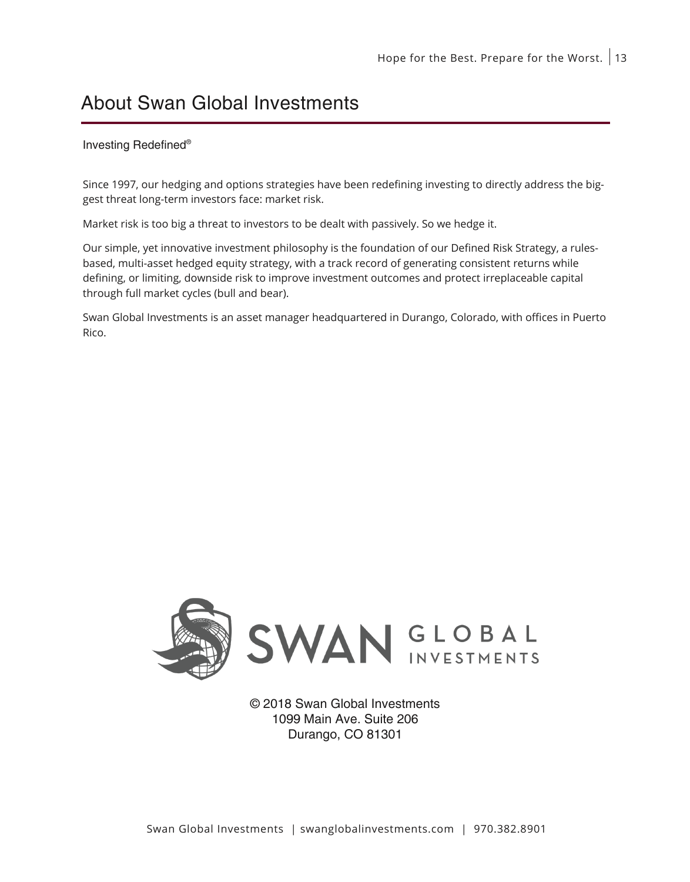# About Swan Global Investments

Investing Redefined®

Since 1997, our hedging and options strategies have been redefining investing to directly address the biggest threat long-term investors face: market risk.

Market risk is too big a threat to investors to be dealt with passively. So we hedge it.

Our simple, yet innovative investment philosophy is the foundation of our Defined Risk Strategy, a rules-based, multi-asset hedged equity strategy, with a track record of generating consistent returns while defining, or limiting, downside risk to improve investment outcomes and protect irreplaceable capital through full market cycles (bull and bear).

Swan Global Investments is an asset manager headquartered in Durango, Colorado, with offices in Puerto Rico.

SWAN GLOBAL INVESTMENTS

© 2018 Swan Global Investments
1099 Main Ave. Suite 206
Durango, CO 81301

Swan Global Investments | swanglobalinvestments.com | 970.382.8901